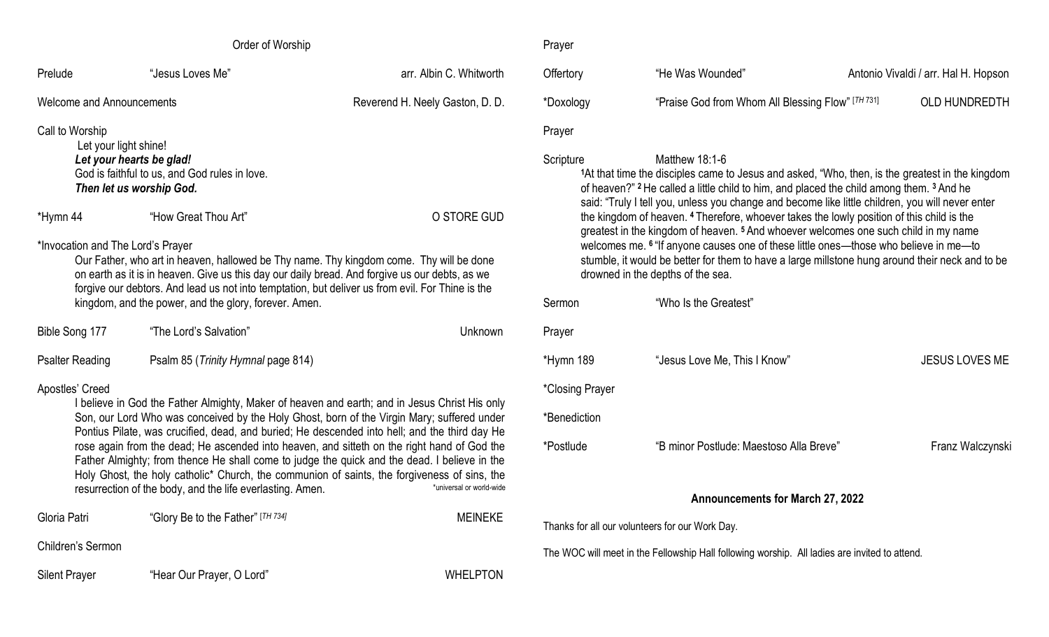## Order of Worship

Prelude — "Jesus Loves Me" — arr. Albin C. Whitworth

Welcome and Announcements — Reverend H. Neely Gaston, D. D.

Call to Worship

Let your light shine!
***Let your hearts be glad!***
God is faithful to us, and God rules in love.
***Then let us worship God.***

*Hymn 44 — "How Great Thou Art" — O STORE GUD

*Invocation and The Lord's Prayer

Our Father, who art in heaven, hallowed be Thy name. Thy kingdom come. Thy will be done on earth as it is in heaven. Give us this day our daily bread. And forgive us our debts, as we forgive our debtors. And lead us not into temptation, but deliver us from evil. For Thine is the kingdom, and the power, and the glory, forever. Amen.

Bible Song 177 — "The Lord's Salvation" — Unknown

Psalter Reading — Psalm 85 (*Trinity Hymnal* page 814)

Apostles' Creed

I believe in God the Father Almighty, Maker of heaven and earth; and in Jesus Christ His only Son, our Lord Who was conceived by the Holy Ghost, born of the Virgin Mary; suffered under Pontius Pilate, was crucified, dead, and buried; He descended into hell; and the third day He rose again from the dead; He ascended into heaven, and sitteth on the right hand of God the Father Almighty; from thence He shall come to judge the quick and the dead. I believe in the Holy Ghost, the holy catholic* Church, the communion of saints, the forgiveness of sins, the resurrection of the body, and the life everlasting. Amen.

*universal or world-wide

Gloria Patri — "Glory Be to the Father" [*TH 734*] — MEINEKE

Children's Sermon

Silent Prayer — "Hear Our Prayer, O Lord" — WHELPTON

Prayer

Offertory — "He Was Wounded" — Antonio Vivaldi / arr. Hal H. Hopson

*Doxology — "Praise God from Whom All Blessing Flow" [*TH 731*] — OLD HUNDREDTH

Prayer

Scripture — Matthew 18:1-6

[1]At that time the disciples came to Jesus and asked, "Who, then, is the greatest in the kingdom of heaven?" [2] He called a little child to him, and placed the child among them. [3] And he said: "Truly I tell you, unless you change and become like little children, you will never enter the kingdom of heaven. [4] Therefore, whoever takes the lowly position of this child is the greatest in the kingdom of heaven. [5] And whoever welcomes one such child in my name welcomes me. [6] "If anyone causes one of these little ones—those who believe in me—to stumble, it would be better for them to have a large millstone hung around their neck and to be drowned in the depths of the sea.

Sermon — "Who Is the Greatest"

Prayer

*Hymn 189 — "Jesus Love Me, This I Know" — JESUS LOVES ME

*Closing Prayer

*Benediction

*Postlude — "B minor Postlude: Maestoso Alla Breve" — Franz Walczynski

## Announcements for March 27, 2022

Thanks for all our volunteers for our Work Day.

The WOC will meet in the Fellowship Hall following worship. All ladies are invited to attend.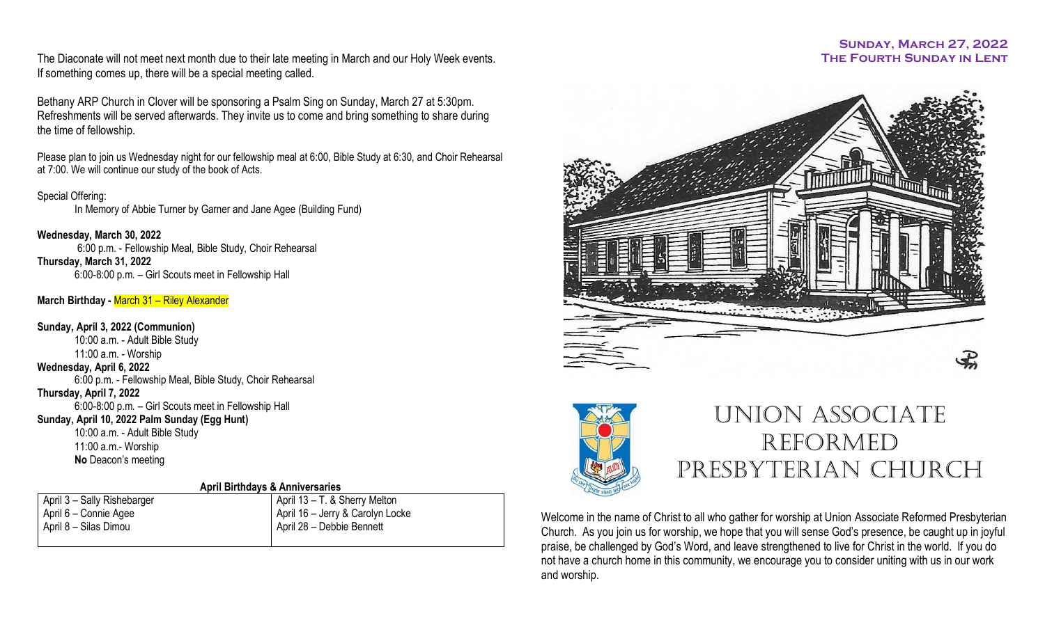The Diaconate will not meet next month due to their late meeting in March and our Holy Week events. If something comes up, there will be a special meeting called.

Bethany ARP Church in Clover will be sponsoring a Psalm Sing on Sunday, March 27 at 5:30pm. Refreshments will be served afterwards. They invite us to come and bring something to share during the time of fellowship.

Please plan to join us Wednesday night for our fellowship meal at 6:00, Bible Study at 6:30, and Choir Rehearsal at 7:00. We will continue our study of the book of Acts.

Special Offering:

In Memory of Abbie Turner by Garner and Jane Agee (Building Fund)

**Wednesday, March 30, 2022**
6:00 p.m. - Fellowship Meal, Bible Study, Choir Rehearsal

**Thursday, March 31, 2022**
6:00-8:00 p.m. – Girl Scouts meet in Fellowship Hall

**March Birthday -** March 31 – Riley Alexander

**Sunday, April 3, 2022 (Communion)**
10:00 a.m. - Adult Bible Study
11:00 a.m. - Worship

**Wednesday, April 6, 2022**
6:00 p.m. - Fellowship Meal, Bible Study, Choir Rehearsal

**Thursday, April 7, 2022**
6:00-8:00 p.m. – Girl Scouts meet in Fellowship Hall

**Sunday, April 10, 2022 Palm Sunday (Egg Hunt)**
10:00 a.m. - Adult Bible Study
11:00 a.m.- Worship
**No** Deacon's meeting

**April Birthdays & Anniversaries**

| | |
|---|---|
| April 3 – Sally Rishebarger | April 13 – T. & Sherry Melton |
| April 6 – Connie Agee | April 16 – Jerry & Carolyn Locke |
| April 8 – Silas Dimou | April 28 – Debbie Bennett |

**Sunday, March 27, 2022**
**The Fourth Sunday in Lent**

# Union Associate Reformed Presbyterian Church

Welcome in the name of Christ to all who gather for worship at Union Associate Reformed Presbyterian Church. As you join us for worship, we hope that you will sense God's presence, be caught up in joyful praise, be challenged by God's Word, and leave strengthened to live for Christ in the world. If you do not have a church home in this community, we encourage you to consider uniting with us in our work and worship.